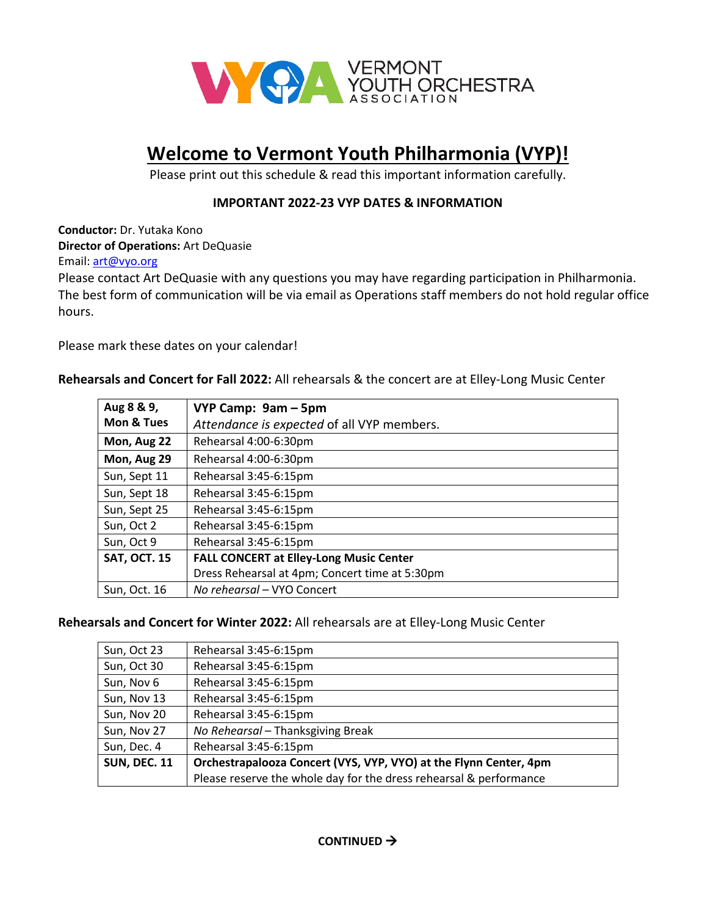VERMONT YOUTH ORCHESTRA ASSOCIATION

# Welcome to Vermont Youth Philharmonia (VYP)!

Please print out this schedule & read this important information carefully.

**IMPORTANT 2022-23 VYP DATES & INFORMATION**

**Conductor:** Dr. Yutaka Kono
**Director of Operations:** Art DeQuasie
Email: art@vyo.org
Please contact Art DeQuasie with any questions you may have regarding participation in Philharmonia. The best form of communication will be via email as Operations staff members do not hold regular office hours.

Please mark these dates on your calendar!

**Rehearsals and Concert for Fall 2022:** All rehearsals & the concert are at Elley-Long Music Center

| | |
|---|---|
| **Aug 8 & 9, Mon & Tues** | **VYP Camp: 9am – 5pm** *Attendance is expected* of all VYP members. |
| **Mon, Aug 22** | Rehearsal 4:00-6:30pm |
| **Mon, Aug 29** | Rehearsal 4:00-6:30pm |
| Sun, Sept 11 | Rehearsal 3:45-6:15pm |
| Sun, Sept 18 | Rehearsal 3:45-6:15pm |
| Sun, Sept 25 | Rehearsal 3:45-6:15pm |
| Sun, Oct 2 | Rehearsal 3:45-6:15pm |
| Sun, Oct 9 | Rehearsal 3:45-6:15pm |
| **SAT, OCT. 15** | **FALL CONCERT at Elley-Long Music Center** Dress Rehearsal at 4pm; Concert time at 5:30pm |
| Sun, Oct. 16 | *No rehearsal* – VYO Concert |

**Rehearsals and Concert for Winter 2022:** All rehearsals are at Elley-Long Music Center

| | |
|---|---|
| Sun, Oct 23 | Rehearsal 3:45-6:15pm |
| Sun, Oct 30 | Rehearsal 3:45-6:15pm |
| Sun, Nov 6 | Rehearsal 3:45-6:15pm |
| Sun, Nov 13 | Rehearsal 3:45-6:15pm |
| Sun, Nov 20 | Rehearsal 3:45-6:15pm |
| Sun, Nov 27 | *No Rehearsal* – Thanksgiving Break |
| Sun, Dec. 4 | Rehearsal 3:45-6:15pm |
| **SUN, DEC. 11** | **Orchestrapalooza Concert (VYS, VYP, VYO) at the Flynn Center, 4pm** Please reserve the whole day for the dress rehearsal & performance |

**CONTINUED →**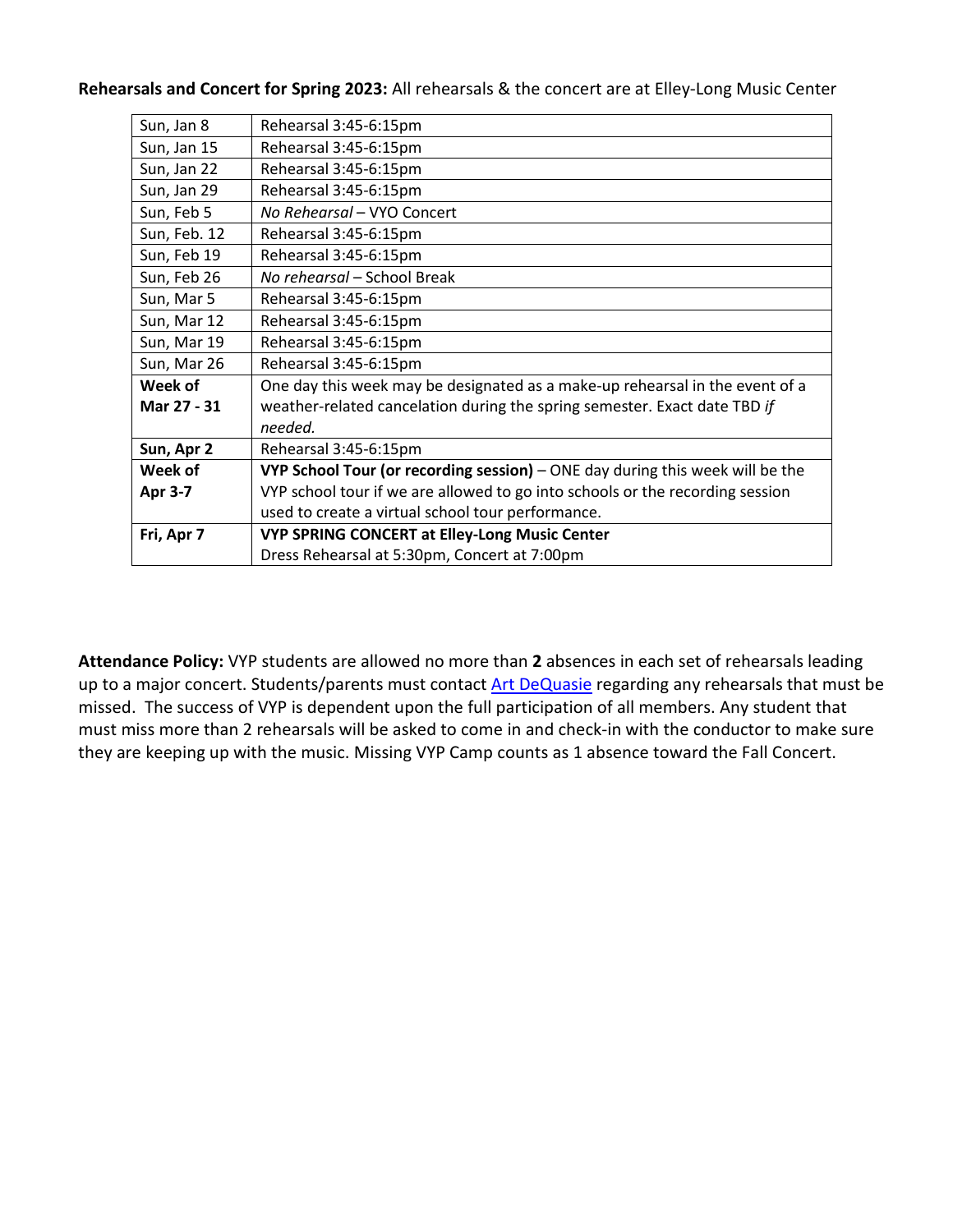**Rehearsals and Concert for Spring 2023:** All rehearsals & the concert are at Elley-Long Music Center

| | |
|---|---|
| Sun, Jan 8 | Rehearsal 3:45-6:15pm |
| Sun, Jan 15 | Rehearsal 3:45-6:15pm |
| Sun, Jan 22 | Rehearsal 3:45-6:15pm |
| Sun, Jan 29 | Rehearsal 3:45-6:15pm |
| Sun, Feb 5 | *No Rehearsal* – VYO Concert |
| Sun, Feb. 12 | Rehearsal 3:45-6:15pm |
| Sun, Feb 19 | Rehearsal 3:45-6:15pm |
| Sun, Feb 26 | *No rehearsal* – School Break |
| Sun, Mar 5 | Rehearsal 3:45-6:15pm |
| Sun, Mar 12 | Rehearsal 3:45-6:15pm |
| Sun, Mar 19 | Rehearsal 3:45-6:15pm |
| Sun, Mar 26 | Rehearsal 3:45-6:15pm |
| **Week of Mar 27 - 31** | One day this week may be designated as a make-up rehearsal in the event of a weather-related cancelation during the spring semester. Exact date TBD *if needed.* |
| **Sun, Apr 2** | Rehearsal 3:45-6:15pm |
| **Week of Apr 3-7** | **VYP School Tour (or recording session)** – ONE day during this week will be the VYP school tour if we are allowed to go into schools or the recording session used to create a virtual school tour performance. |
| **Fri, Apr 7** | **VYP SPRING CONCERT at Elley-Long Music Center** Dress Rehearsal at 5:30pm, Concert at 7:00pm |

**Attendance Policy:** VYP students are allowed no more than **2** absences in each set of rehearsals leading up to a major concert. Students/parents must contact Art DeQuasie regarding any rehearsals that must be missed. The success of VYP is dependent upon the full participation of all members. Any student that must miss more than 2 rehearsals will be asked to come in and check-in with the conductor to make sure they are keeping up with the music. Missing VYP Camp counts as 1 absence toward the Fall Concert.